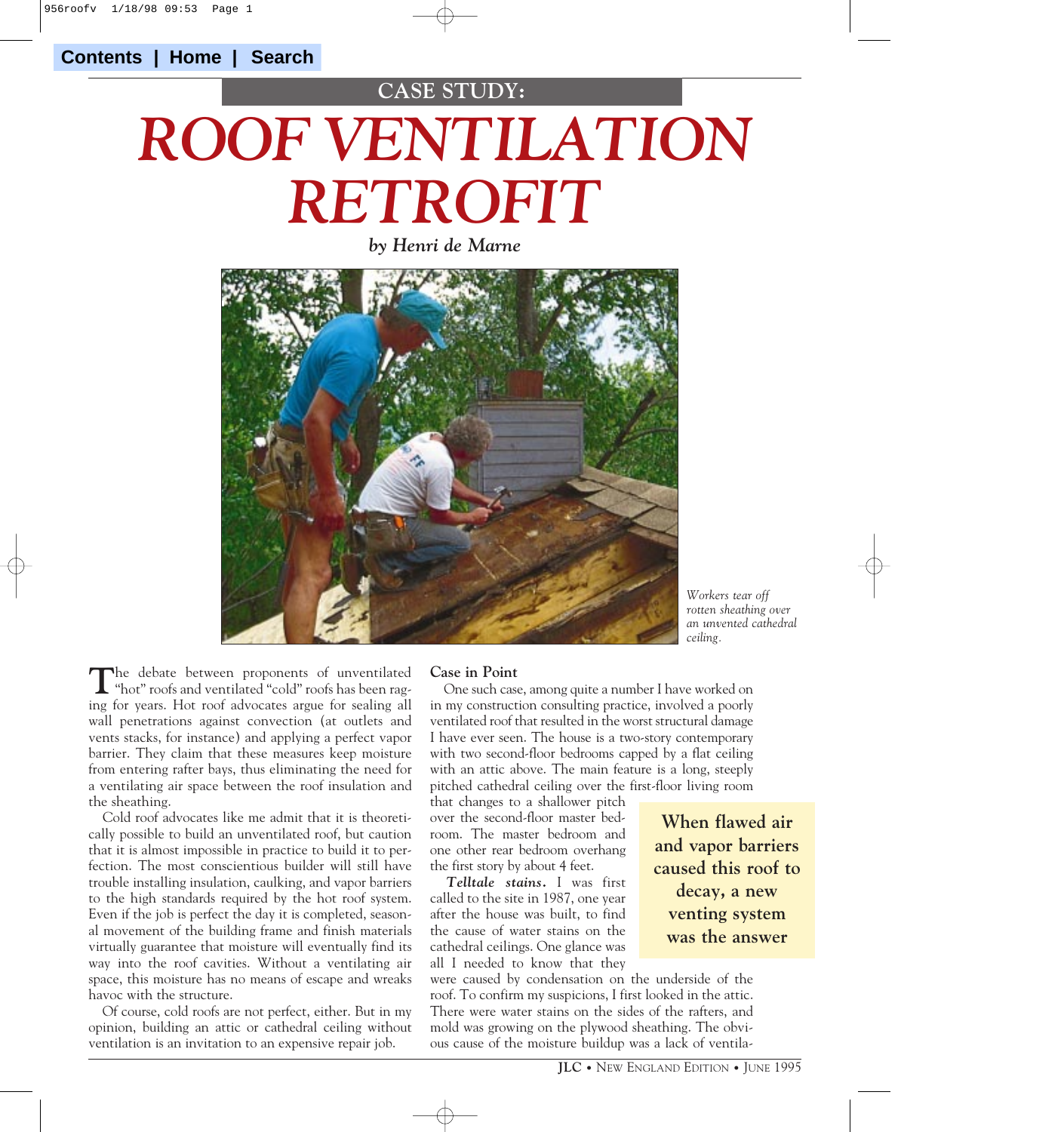CASE STUDY:

# ROOF VENTILATION RETROFIT

*by Henri de Marne*

*Workers tear off rotten sheathing over an unvented cathedral ceiling.*

The debate between proponents of unventilated "hot" roofs and ventilated "cold" roofs has been raging for years. Hot roof advocates argue for sealing all wall penetrations against convection (at outlets and vents stacks, for instance) and applying a perfect vapor barrier. They claim that these measures keep moisture from entering rafter bays, thus eliminating the need for a ventilating air space between the roof insulation and the sheathing.

Cold roof advocates like me admit that it is theoretically possible to build an unventilated roof, but caution that it is almost impossible in practice to build it to perfection. The most conscientious builder will still have trouble installing insulation, caulking, and vapor barriers to the high standards required by the hot roof system. Even if the job is perfect the day it is completed, seasonal movement of the building frame and finish materials virtually guarantee that moisture will eventually find its way into the roof cavities. Without a ventilating air space, this moisture has no means of escape and wreaks havoc with the structure.

Of course, cold roofs are not perfect, either. But in my opinion, building an attic or cathedral ceiling without ventilation is an invitation to an expensive repair job.

## Case in Point

One such case, among quite a number I have worked on in my construction consulting practice, involved a poorly ventilated roof that resulted in the worst structural damage I have ever seen. The house is a two-story contemporary with two second-floor bedrooms capped by a flat ceiling with an attic above. The main feature is a long, steeply pitched cathedral ceiling over the first-floor living room that changes to a shallower pitch over the second-floor master bedroom. The master bedroom and one other rear bedroom overhang the first story by about 4 feet.

**When flawed air and vapor barriers caused this roof to decay, a new venting system was the answer**

***Telltale stains.*** I was first called to the site in 1987, one year after the house was built, to find the cause of water stains on the cathedral ceilings. One glance was all I needed to know that they were caused by condensation on the underside of the roof. To confirm my suspicions, I first looked in the attic. There were water stains on the sides of the rafters, and mold was growing on the plywood sheathing. The obvious cause of the moisture buildup was a lack of ventila-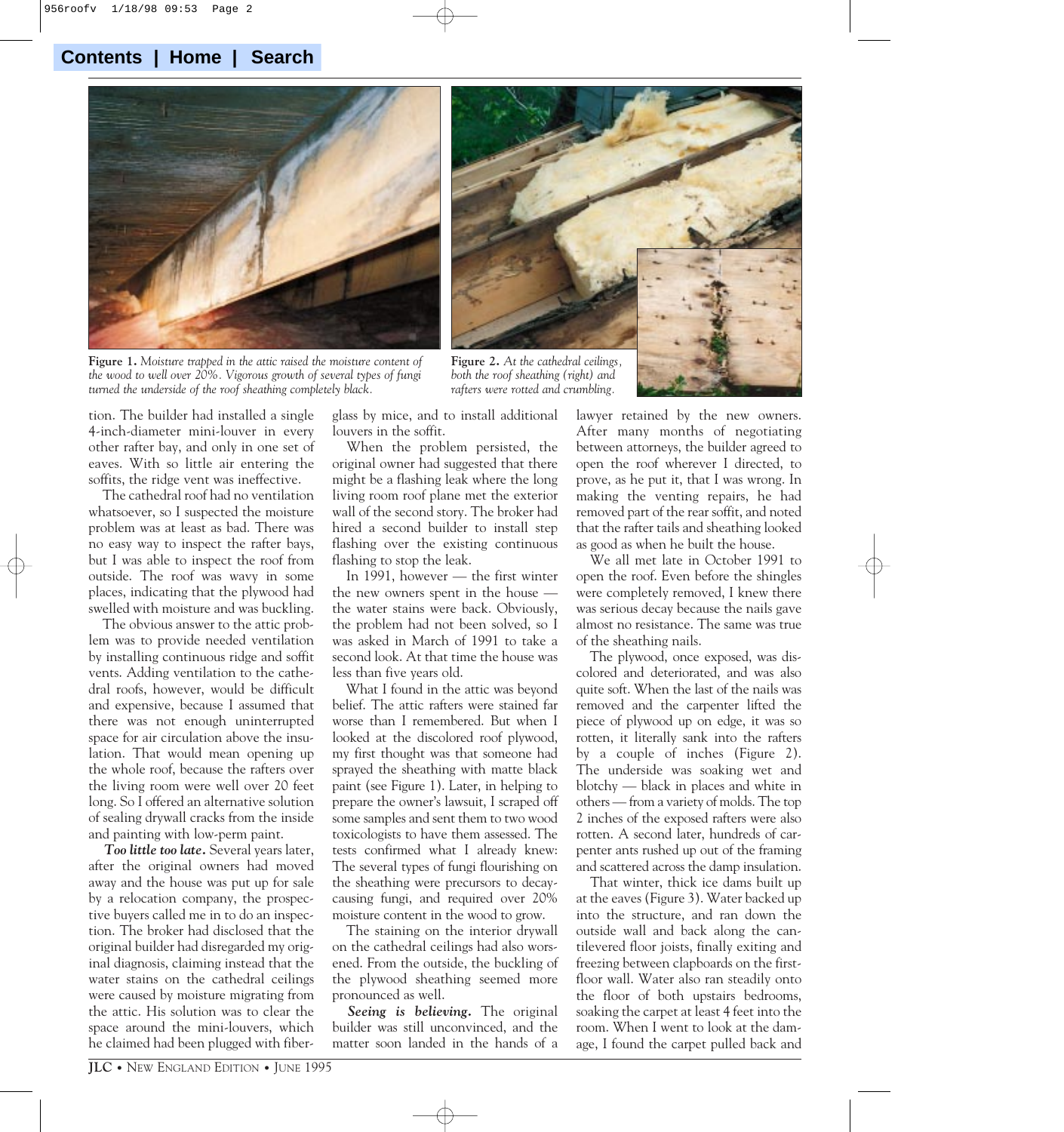**Figure 1.** *Moisture trapped in the attic raised the moisture content of the wood to well over 20%. Vigorous growth of several types of fungi turned the underside of the roof sheathing completely black.*

**Figure 2.** *At the cathedral ceilings, both the roof sheathing (right) and rafters were rotted and crumbling.*

tion. The builder had installed a single 4-inch-diameter mini-louver in every other rafter bay, and only in one set of eaves. With so little air entering the soffits, the ridge vent was ineffective.

The cathedral roof had no ventilation whatsoever, so I suspected the moisture problem was at least as bad. There was no easy way to inspect the rafter bays, but I was able to inspect the roof from outside. The roof was wavy in some places, indicating that the plywood had swelled with moisture and was buckling.

The obvious answer to the attic problem was to provide needed ventilation by installing continuous ridge and soffit vents. Adding ventilation to the cathedral roofs, however, would be difficult and expensive, because I assumed that there was not enough uninterrupted space for air circulation above the insulation. That would mean opening up the whole roof, because the rafters over the living room were well over 20 feet long. So I offered an alternative solution of sealing drywall cracks from the inside and painting with low-perm paint.

***Too little too late.*** Several years later, after the original owners had moved away and the house was put up for sale by a relocation company, the prospective buyers called me in to do an inspection. The broker had disclosed that the original builder had disregarded my original diagnosis, claiming instead that the water stains on the cathedral ceilings were caused by moisture migrating from the attic. His solution was to clear the space around the mini-louvers, which he claimed had been plugged with fiberglass by mice, and to install additional louvers in the soffit.

When the problem persisted, the original owner had suggested that there might be a flashing leak where the long living room roof plane met the exterior wall of the second story. The broker had hired a second builder to install step flashing over the existing continuous flashing to stop the leak.

In 1991, however — the first winter the new owners spent in the house — the water stains were back. Obviously, the problem had not been solved, so I was asked in March of 1991 to take a second look. At that time the house was less than five years old.

What I found in the attic was beyond belief. The attic rafters were stained far worse than I remembered. But when I looked at the discolored roof plywood, my first thought was that someone had sprayed the sheathing with matte black paint (see Figure 1). Later, in helping to prepare the owner's lawsuit, I scraped off some samples and sent them to two wood toxicologists to have them assessed. The tests confirmed what I already knew: The several types of fungi flourishing on the sheathing were precursors to decay-causing fungi, and required over 20% moisture content in the wood to grow.

The staining on the interior drywall on the cathedral ceilings had also worsened. From the outside, the buckling of the plywood sheathing seemed more pronounced as well.

***Seeing is believing.*** The original builder was still unconvinced, and the matter soon landed in the hands of a lawyer retained by the new owners. After many months of negotiating between attorneys, the builder agreed to open the roof wherever I directed, to prove, as he put it, that I was wrong. In making the venting repairs, he had removed part of the rear soffit, and noted that the rafter tails and sheathing looked as good as when he built the house.

We all met late in October 1991 to open the roof. Even before the shingles were completely removed, I knew there was serious decay because the nails gave almost no resistance. The same was true of the sheathing nails.

The plywood, once exposed, was discolored and deteriorated, and was also quite soft. When the last of the nails was removed and the carpenter lifted the piece of plywood up on edge, it was so rotten, it literally sank into the rafters by a couple of inches (Figure 2). The underside was soaking wet and blotchy — black in places and white in others — from a variety of molds. The top 2 inches of the exposed rafters were also rotten. A second later, hundreds of carpenter ants rushed up out of the framing and scattered across the damp insulation.

That winter, thick ice dams built up at the eaves (Figure 3). Water backed up into the structure, and ran down the outside wall and back along the cantilevered floor joists, finally exiting and freezing between clapboards on the first-floor wall. Water also ran steadily onto the floor of both upstairs bedrooms, soaking the carpet at least 4 feet into the room. When I went to look at the damage, I found the carpet pulled back and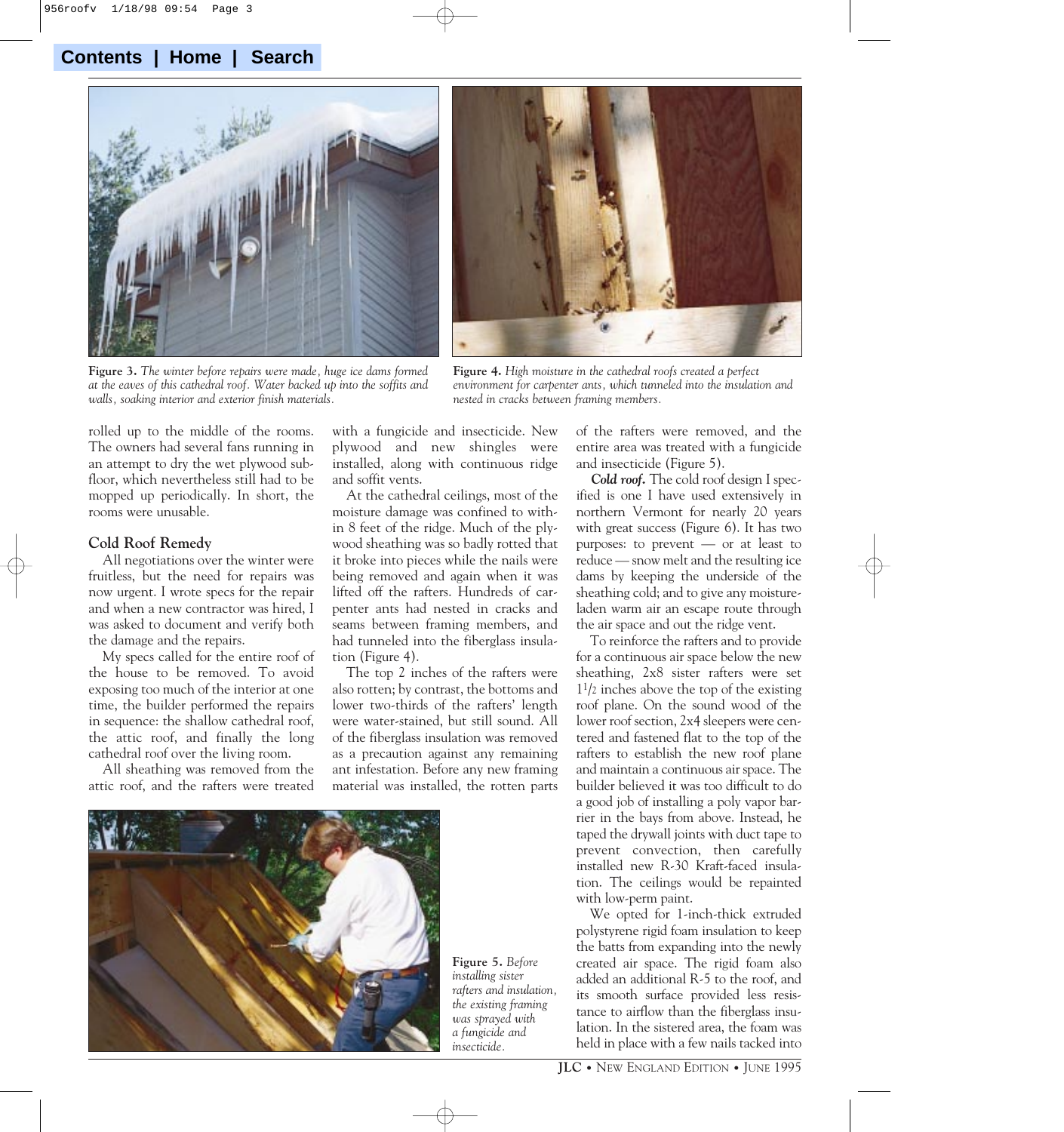Figure 3. *The winter before repairs were made, huge ice dams formed at the eaves of this cathedral roof. Water backed up into the soffits and walls, soaking interior and exterior finish materials.*

Figure 4. *High moisture in the cathedral roofs created a perfect environment for carpenter ants, which tunneled into the insulation and nested in cracks between framing members.*

rolled up to the middle of the rooms. The owners had several fans running in an attempt to dry the wet plywood subfloor, which nevertheless still had to be mopped up periodically. In short, the rooms were unusable.

### Cold Roof Remedy

All negotiations over the winter were fruitless, but the need for repairs was now urgent. I wrote specs for the repair and when a new contractor was hired, I was asked to document and verify both the damage and the repairs.

My specs called for the entire roof of the house to be removed. To avoid exposing too much of the interior at one time, the builder performed the repairs in sequence: the shallow cathedral roof, the attic roof, and finally the long cathedral roof over the living room.

All sheathing was removed from the attic roof, and the rafters were treated with a fungicide and insecticide. New plywood and new shingles were installed, along with continuous ridge and soffit vents.

At the cathedral ceilings, most of the moisture damage was confined to within 8 feet of the ridge. Much of the plywood sheathing was so badly rotted that it broke into pieces while the nails were being removed and again when it was lifted off the rafters. Hundreds of carpenter ants had nested in cracks and seams between framing members, and had tunneled into the fiberglass insulation (Figure 4).

The top 2 inches of the rafters were also rotten; by contrast, the bottoms and lower two-thirds of the rafters' length were water-stained, but still sound. All of the fiberglass insulation was removed as a precaution against any remaining ant infestation. Before any new framing material was installed, the rotten parts of the rafters were removed, and the entire area was treated with a fungicide and insecticide (Figure 5).

***Cold roof.*** The cold roof design I specified is one I have used extensively in northern Vermont for nearly 20 years with great success (Figure 6). It has two purposes: to prevent — or at least to reduce — snow melt and the resulting ice dams by keeping the underside of the sheathing cold; and to give any moisture-laden warm air an escape route through the air space and out the ridge vent.

To reinforce the rafters and to provide for a continuous air space below the new sheathing, 2x8 sister rafters were set 1½ inches above the top of the existing roof plane. On the sound wood of the lower roof section, 2x4 sleepers were centered and fastened flat to the top of the rafters to establish the new roof plane and maintain a continuous air space. The builder believed it was too difficult to do a good job of installing a poly vapor barrier in the bays from above. Instead, he taped the drywall joints with duct tape to prevent convection, then carefully installed new R-30 Kraft-faced insulation. The ceilings would be repainted with low-perm paint.

We opted for 1-inch-thick extruded polystyrene rigid foam insulation to keep the batts from expanding into the newly created air space. The rigid foam also added an additional R-5 to the roof, and its smooth surface provided less resistance to airflow than the fiberglass insulation. In the sistered area, the foam was held in place with a few nails tacked into

Figure 5. *Before installing sister rafters and insulation, the existing framing was sprayed with a fungicide and insecticide.*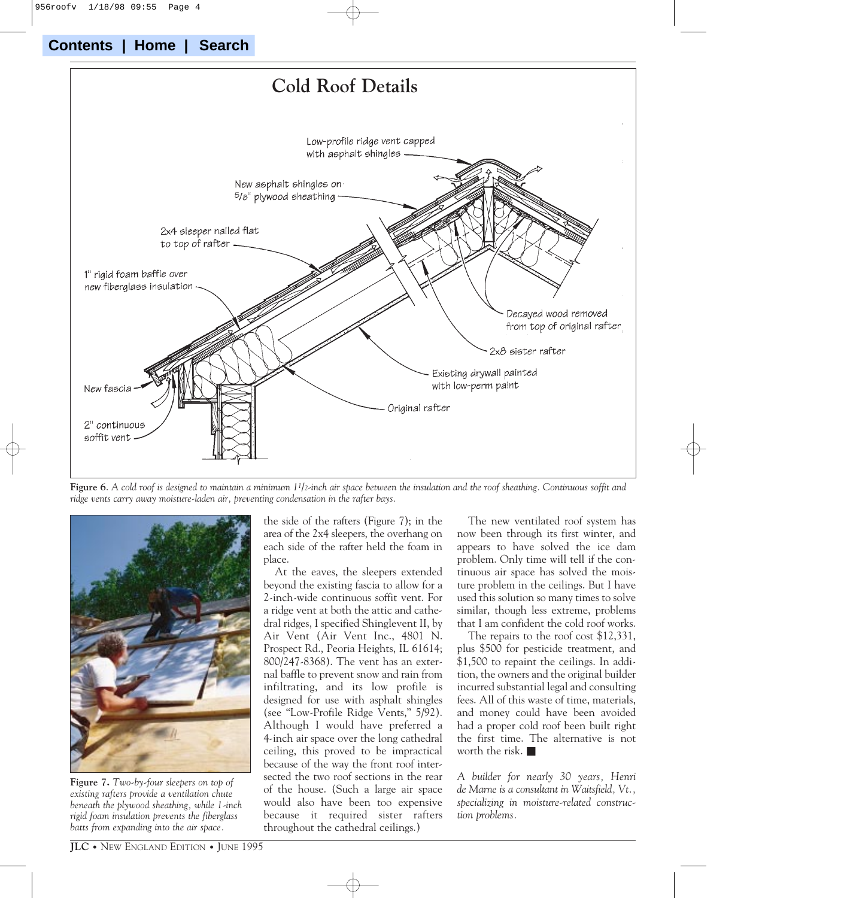Contents | Home | Search

## Cold Roof Details

Low-profile ridge vent capped with asphalt shingles

New asphalt shingles on 5/8" plywood sheathing

2x4 sleeper nailed flat to top of rafter

1" rigid foam baffle over new fiberglass insulation

New fascia

2" continuous soffit vent

Decayed wood removed from top of original rafter

2x8 sister rafter

Existing drywall painted with low-perm paint

Original rafter

**Figure 6**. *A cold roof is designed to maintain a minimum 1 1/2-inch air space between the insulation and the roof sheathing. Continuous soffit and ridge vents carry away moisture-laden air, preventing condensation in the rafter bays.*

**Figure 7.** *Two-by-four sleepers on top of existing rafters provide a ventilation chute beneath the plywood sheathing, while 1-inch rigid foam insulation prevents the fiberglass batts from expanding into the air space.*

the side of the rafters (Figure 7); in the area of the 2x4 sleepers, the overhang on each side of the rafter held the foam in place.

At the eaves, the sleepers extended beyond the existing fascia to allow for a 2-inch-wide continuous soffit vent. For a ridge vent at both the attic and cathedral ridges, I specified Shinglevent II, by Air Vent (Air Vent Inc., 4801 N. Prospect Rd., Peoria Heights, IL 61614; 800/247-8368). The vent has an external baffle to prevent snow and rain from infiltrating, and its low profile is designed for use with asphalt shingles (see "Low-Profile Ridge Vents," 5/92). Although I would have preferred a 4-inch air space over the long cathedral ceiling, this proved to be impractical because of the way the front roof intersected the two roof sections in the rear of the house. (Such a large air space would also have been too expensive because it required sister rafters throughout the cathedral ceilings.)

The new ventilated roof system has now been through its first winter, and appears to have solved the ice dam problem. Only time will tell if the continuous air space has solved the moisture problem in the ceilings. But I have used this solution so many times to solve similar, though less extreme, problems that I am confident the cold roof works.

The repairs to the roof cost $12,331, plus $500 for pesticide treatment, and $1,500 to repaint the ceilings. In addition, the owners and the original builder incurred substantial legal and consulting fees. All of this waste of time, materials, and money could have been avoided had a proper cold roof been built right the first time. The alternative is not worth the risk. ■

*A builder for nearly 30 years, Henri de Marne is a consultant in Waitsfield, Vt., specializing in moisture-related construction problems.*